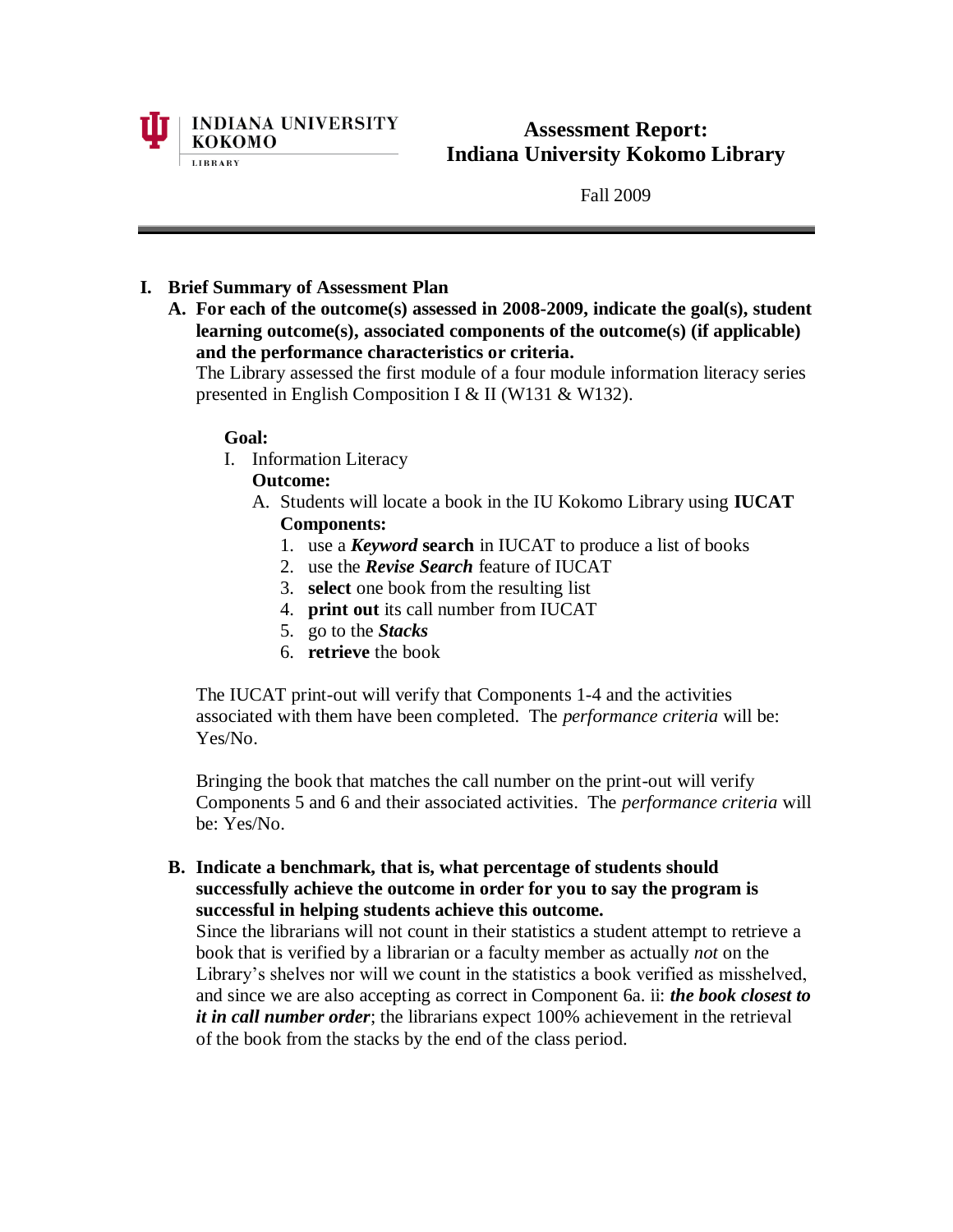INDIANA UNIVERSITY KOKOMO
LIBRARY

# Assessment Report: Indiana University Kokomo Library

Fall 2009

## I. Brief Summary of Assessment Plan

### A. For each of the outcome(s) assessed in 2008-2009, indicate the goal(s), student learning outcome(s), associated components of the outcome(s) (if applicable) and the performance characteristics or criteria.

The Library assessed the first module of a four module information literacy series presented in English Composition I & II (W131 & W132).

**Goal:**

I. Information Literacy

**Outcome:**

A. Students will locate a book in the IU Kokomo Library using **IUCAT**

**Components:**

1. use a ***Keyword* search** in IUCAT to produce a list of books
2. use the ***Revise Search*** feature of IUCAT
3. **select** one book from the resulting list
4. **print out** its call number from IUCAT
5. go to the ***Stacks***
6. **retrieve** the book

The IUCAT print-out will verify that Components 1-4 and the activities associated with them have been completed. The *performance criteria* will be: Yes/No.

Bringing the book that matches the call number on the print-out will verify Components 5 and 6 and their associated activities. The *performance criteria* will be: Yes/No.

### B. Indicate a benchmark, that is, what percentage of students should successfully achieve the outcome in order for you to say the program is successful in helping students achieve this outcome.

Since the librarians will not count in their statistics a student attempt to retrieve a book that is verified by a librarian or a faculty member as actually *not* on the Library's shelves nor will we count in the statistics a book verified as misshelved, and since we are also accepting as correct in Component 6a. ii: ***the book closest to it in call number order***; the librarians expect 100% achievement in the retrieval of the book from the stacks by the end of the class period.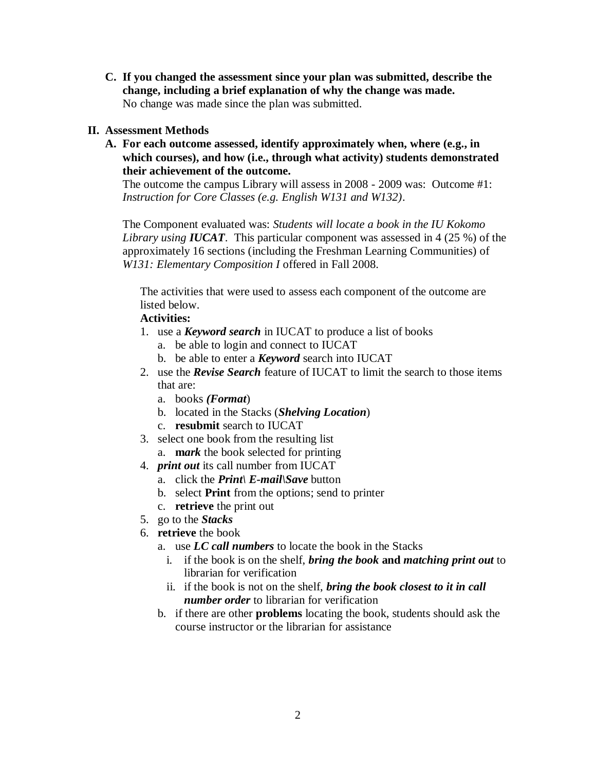**C. If you changed the assessment since your plan was submitted, describe the change, including a brief explanation of why the change was made.**

No change was made since the plan was submitted.

## II. Assessment Methods

**A. For each outcome assessed, identify approximately when, where (e.g., in which courses), and how (i.e., through what activity) students demonstrated their achievement of the outcome.**

The outcome the campus Library will assess in 2008 - 2009 was: Outcome #1: *Instruction for Core Classes (e.g. English W131 and W132)*.

The Component evaluated was: *Students will locate a book in the IU Kokomo Library using **IUCAT***. This particular component was assessed in 4 (25 %) of the approximately 16 sections (including the Freshman Learning Communities) of *W131: Elementary Composition I* offered in Fall 2008.

The activities that were used to assess each component of the outcome are listed below.

**Activities:**

1. use a ***Keyword search*** in IUCAT to produce a list of books
   a. be able to login and connect to IUCAT
   b. be able to enter a ***Keyword*** search into IUCAT
2. use the ***Revise Search*** feature of IUCAT to limit the search to those items that are:
   a. books ***(Format***)
   b. located in the Stacks (***Shelving Location***)
   c. **resubmit** search to IUCAT
3. select one book from the resulting list
   a. **m*ark*** the book selected for printing
4. ***print out*** its call number from IUCAT
   a. click the ***Print\ E-mail\Save*** button
   b. select **Print** from the options; send to printer
   c. **retrieve** the print out
5. go to the ***Stacks***
6. **retrieve** the book
   a. use ***LC call numbers*** to locate the book in the Stacks
      i. if the book is on the shelf, ***bring the book* and *matching print out*** to librarian for verification
      ii. if the book is not on the shelf, ***bring the book closest to it in call number order*** to librarian for verification
   b. if there are other **problems** locating the book, students should ask the course instructor or the librarian for assistance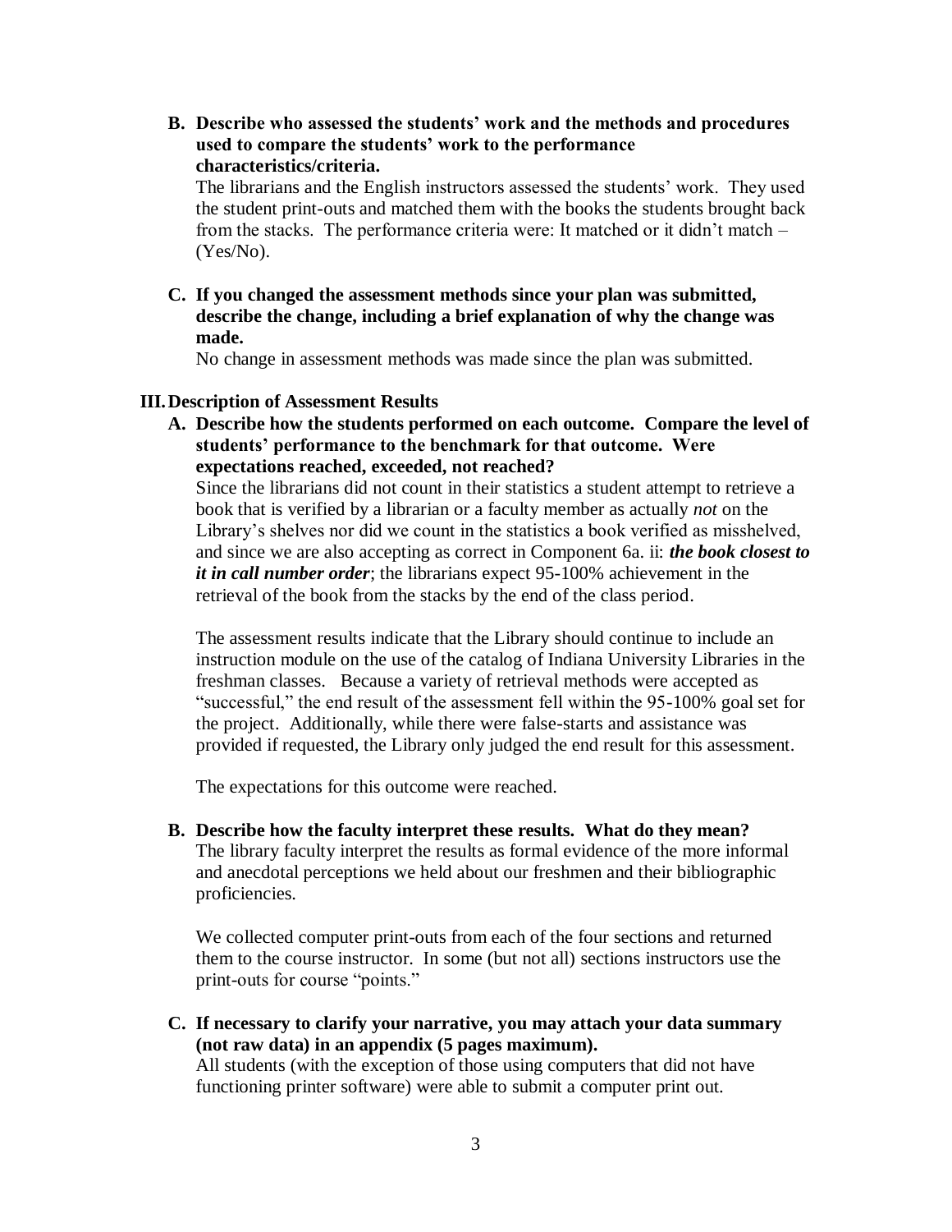**B. Describe who assessed the students' work and the methods and procedures used to compare the students' work to the performance characteristics/criteria.**

The librarians and the English instructors assessed the students' work. They used the student print-outs and matched them with the books the students brought back from the stacks. The performance criteria were: It matched or it didn't match – (Yes/No).

**C. If you changed the assessment methods since your plan was submitted, describe the change, including a brief explanation of why the change was made.**

No change in assessment methods was made since the plan was submitted.

## III. Description of Assessment Results

**A. Describe how the students performed on each outcome. Compare the level of students' performance to the benchmark for that outcome. Were expectations reached, exceeded, not reached?**

Since the librarians did not count in their statistics a student attempt to retrieve a book that is verified by a librarian or a faculty member as actually *not* on the Library's shelves nor did we count in the statistics a book verified as misshelved, and since we are also accepting as correct in Component 6a. ii: ***the book closest to it in call number order***; the librarians expect 95-100% achievement in the retrieval of the book from the stacks by the end of the class period.

The assessment results indicate that the Library should continue to include an instruction module on the use of the catalog of Indiana University Libraries in the freshman classes. Because a variety of retrieval methods were accepted as "successful," the end result of the assessment fell within the 95-100% goal set for the project. Additionally, while there were false-starts and assistance was provided if requested, the Library only judged the end result for this assessment.

The expectations for this outcome were reached.

**B. Describe how the faculty interpret these results. What do they mean?**

The library faculty interpret the results as formal evidence of the more informal and anecdotal perceptions we held about our freshmen and their bibliographic proficiencies.

We collected computer print-outs from each of the four sections and returned them to the course instructor. In some (but not all) sections instructors use the print-outs for course "points."

**C. If necessary to clarify your narrative, you may attach your data summary (not raw data) in an appendix (5 pages maximum).**

All students (with the exception of those using computers that did not have functioning printer software) were able to submit a computer print out.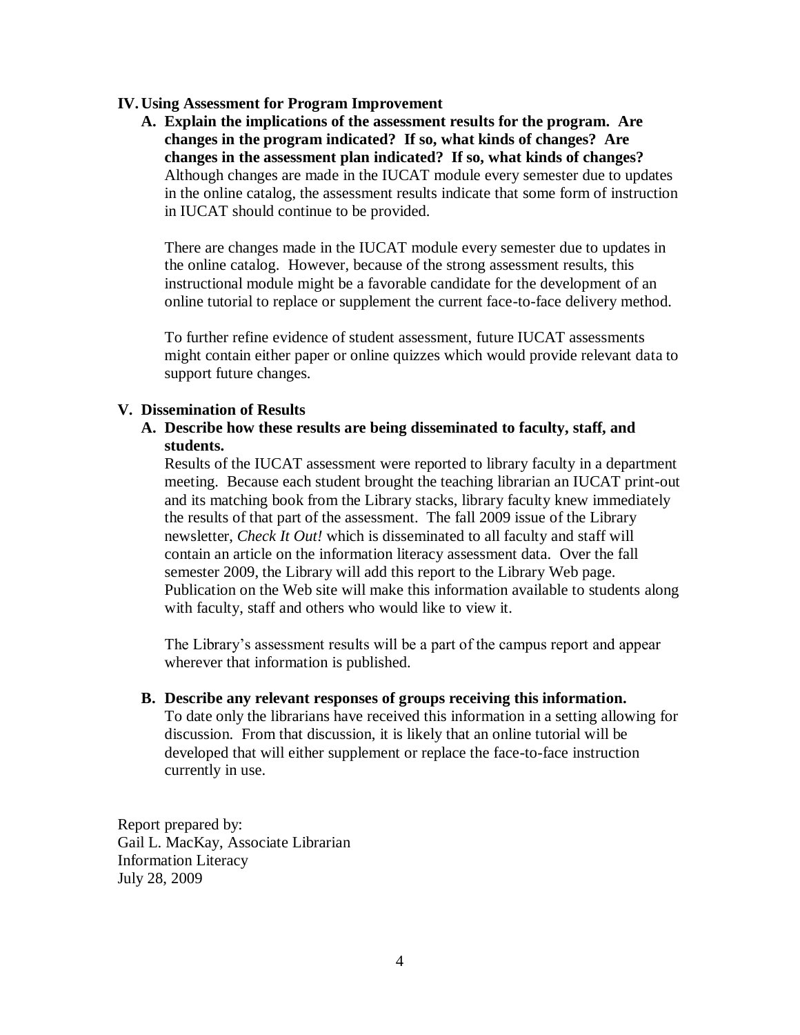## IV. Using Assessment for Program Improvement

**A. Explain the implications of the assessment results for the program. Are changes in the program indicated? If so, what kinds of changes? Are changes in the assessment plan indicated? If so, what kinds of changes?**

Although changes are made in the IUCAT module every semester due to updates in the online catalog, the assessment results indicate that some form of instruction in IUCAT should continue to be provided.

There are changes made in the IUCAT module every semester due to updates in the online catalog. However, because of the strong assessment results, this instructional module might be a favorable candidate for the development of an online tutorial to replace or supplement the current face-to-face delivery method.

To further refine evidence of student assessment, future IUCAT assessments might contain either paper or online quizzes which would provide relevant data to support future changes.

## V. Dissemination of Results

**A. Describe how these results are being disseminated to faculty, staff, and students.**

Results of the IUCAT assessment were reported to library faculty in a department meeting. Because each student brought the teaching librarian an IUCAT print-out and its matching book from the Library stacks, library faculty knew immediately the results of that part of the assessment. The fall 2009 issue of the Library newsletter, *Check It Out!* which is disseminated to all faculty and staff will contain an article on the information literacy assessment data. Over the fall semester 2009, the Library will add this report to the Library Web page. Publication on the Web site will make this information available to students along with faculty, staff and others who would like to view it.

The Library's assessment results will be a part of the campus report and appear wherever that information is published.

**B. Describe any relevant responses of groups receiving this information.**

To date only the librarians have received this information in a setting allowing for discussion. From that discussion, it is likely that an online tutorial will be developed that will either supplement or replace the face-to-face instruction currently in use.

Report prepared by:
Gail L. MacKay, Associate Librarian
Information Literacy
July 28, 2009